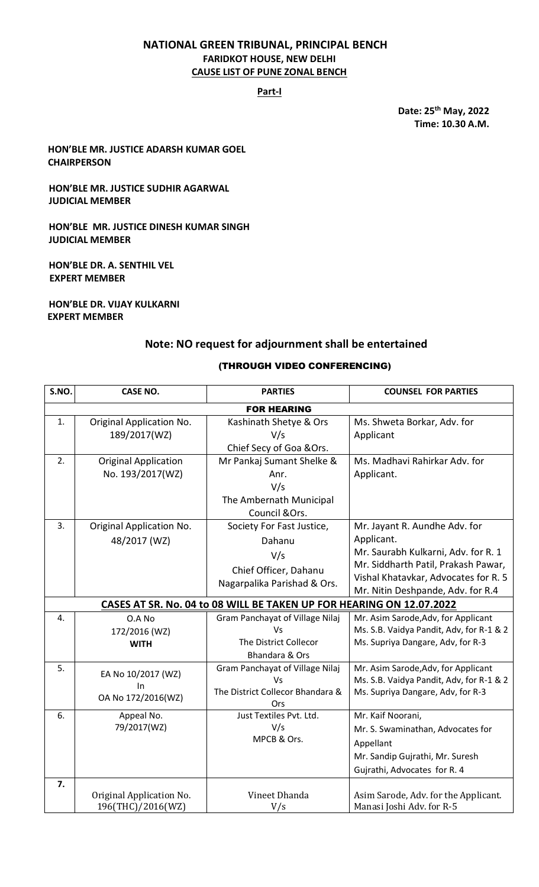# NATIONAL GREEN TRIBUNAL, PRINCIPAL BENCH

## FARIDKOT HOUSE, NEW DELHI

## CAUSE LIST OF PUNE ZONAL BENCH

**Part-I**

**Date: 25th May, 2022**
**Time: 10.30 A.M.**

**HON'BLE MR. JUSTICE ADARSH KUMAR GOEL**
**CHAIRPERSON**

**HON'BLE MR. JUSTICE SUDHIR AGARWAL**
**JUDICIAL MEMBER**

**HON'BLE MR. JUSTICE DINESH KUMAR SINGH**
**JUDICIAL MEMBER**

**HON'BLE DR. A. SENTHIL VEL**
**EXPERT MEMBER**

**HON'BLE DR. VIJAY KULKARNI**
**EXPERT MEMBER**

## Note: NO request for adjournment shall be entertained

**(THROUGH VIDEO CONFERENCING)**

| S.NO. | CASE NO. | PARTIES | COUNSEL FOR PARTIES |
|---|---|---|---|
| **FOR HEARING** | | | |
| 1. | Original Application No. 189/2017(WZ) | Kashinath Shetye & Ors V/s Chief Secy of Goa &Ors. | Ms. Shweta Borkar, Adv. for Applicant |
| 2. | Original Application No. 193/2017(WZ) | Mr Pankaj Sumant Shelke & Anr. V/s The Ambernath Municipal Council &Ors. | Ms. Madhavi Rahirkar Adv. for Applicant. |
| 3. | Original Application No. 48/2017 (WZ) | Society For Fast Justice, Dahanu V/s Chief Officer, Dahanu Nagarpalika Parishad & Ors. | Mr. Jayant R. Aundhe Adv. for Applicant. Mr. Saurabh Kulkarni, Adv. for R. 1 Mr. Siddharth Patil, Prakash Pawar, Vishal Khatavkar, Advocates for R. 5 Mr. Nitin Deshpande, Adv. for R.4 |
| **CASES AT SR. No. 04 to 08 WILL BE TAKEN UP FOR HEARING ON 12.07.2022** | | | |
| 4. | O.A No 172/2016 (WZ) **WITH** | Gram Panchayat of Village Nilaj Vs The District Collecor Bhandara & Ors | Mr. Asim Sarode,Adv, for Applicant Ms. S.B. Vaidya Pandit, Adv, for R-1 & 2 Ms. Supriya Dangare, Adv, for R-3 |
| 5. | EA No 10/2017 (WZ) In OA No 172/2016(WZ) | Gram Panchayat of Village Nilaj Vs The District Collecor Bhandara & Ors | Mr. Asim Sarode,Adv, for Applicant Ms. S.B. Vaidya Pandit, Adv, for R-1 & 2 Ms. Supriya Dangare, Adv, for R-3 |
| 6. | Appeal No. 79/2017(WZ) | Just Textiles Pvt. Ltd. V/s MPCB & Ors. | Mr. Kaif Noorani, Mr. S. Swaminathan, Advocates for Appellant Mr. Sandip Gujrathi, Mr. Suresh Gujrathi, Advocates for R. 4 |
| **7.** | Original Application No. 196(THC)/2016(WZ) | Vineet Dhanda V/s | Asim Sarode, Adv. for the Applicant. Manasi Joshi Adv. for R-5 |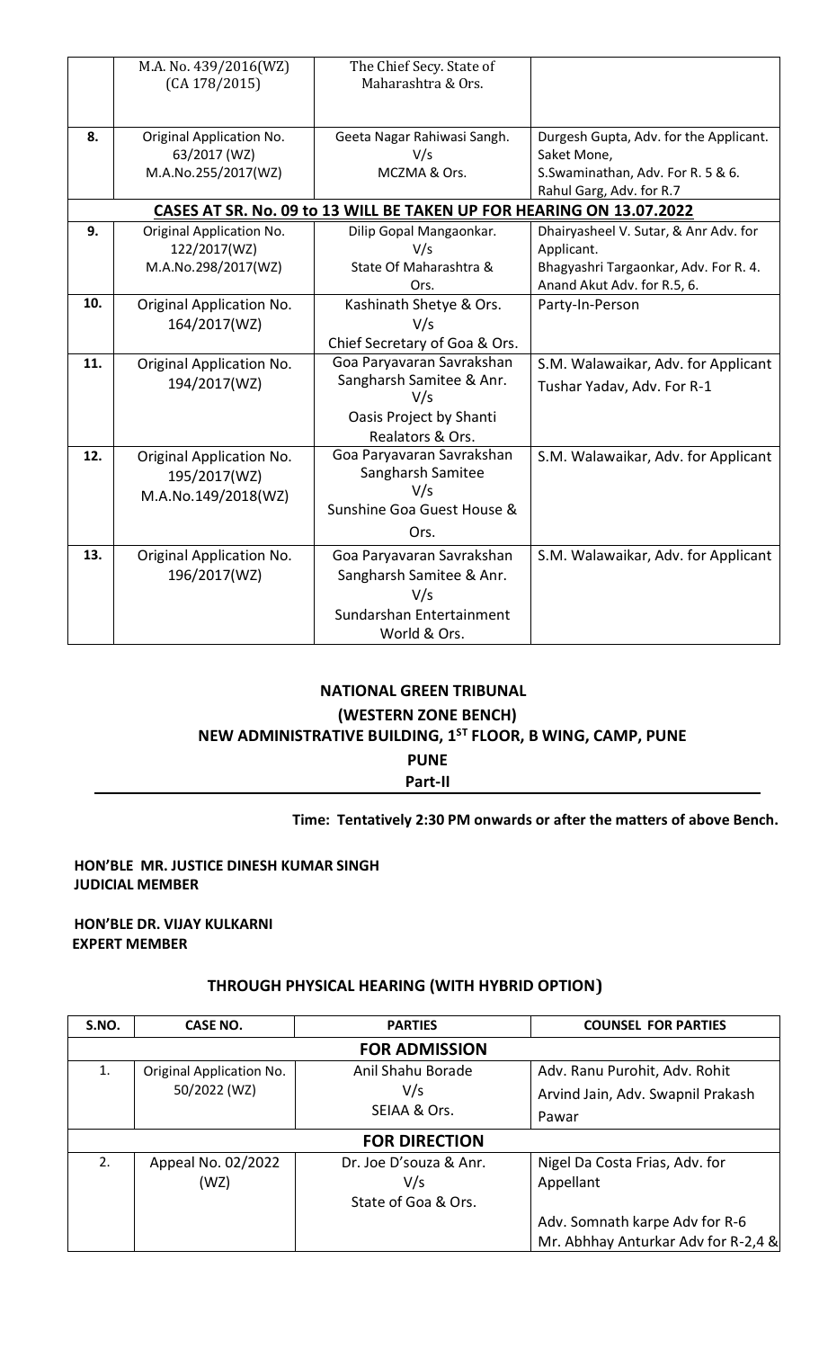|  | M.A. No. 439/2016(WZ) (CA 178/2015) | The Chief Secy. State of Maharashtra & Ors. |  |
|---|---|---|---|
| **8.** | Original Application No. 63/2017 (WZ) M.A.No.255/2017(WZ) | Geeta Nagar Rahiwasi Sangh. V/s MCZMA & Ors. | Durgesh Gupta, Adv. for the Applicant. Saket Mone, S.Swaminathan, Adv. For R. 5 & 6. Rahul Garg, Adv. for R.7 |
| **CASES AT SR. No. 09 to 13 WILL BE TAKEN UP FOR HEARING ON 13.07.2022** | | | |
| **9.** | Original Application No. 122/2017(WZ) M.A.No.298/2017(WZ) | Dilip Gopal Mangaonkar. V/s State Of Maharashtra & Ors. | Dhairyasheel V. Sutar, & Anr Adv. for Applicant. Bhagyashri Targaonkar, Adv. For R. 4. Anand Akut Adv. for R.5, 6. |
| **10.** | Original Application No. 164/2017(WZ) | Kashinath Shetye & Ors. V/s Chief Secretary of Goa & Ors. | Party-In-Person |
| **11.** | Original Application No. 194/2017(WZ) | Goa Paryavaran Savrakshan Sangharsh Samitee & Anr. V/s Oasis Project by Shanti Realators & Ors. | S.M. Walawaikar, Adv. for Applicant Tushar Yadav, Adv. For R-1 |
| **12.** | Original Application No. 195/2017(WZ) M.A.No.149/2018(WZ) | Goa Paryavaran Savrakshan Sangharsh Samitee V/s Sunshine Goa Guest House & Ors. | S.M. Walawaikar, Adv. for Applicant |
| **13.** | Original Application No. 196/2017(WZ) | Goa Paryavaran Savrakshan Sangharsh Samitee & Anr. V/s Sundarshan Entertainment World & Ors. | S.M. Walawaikar, Adv. for Applicant |

**NATIONAL GREEN TRIBUNAL**

**(WESTERN ZONE BENCH)**

**NEW ADMINISTRATIVE BUILDING, 1ST FLOOR, B WING, CAMP, PUNE**

**PUNE**

**Part-II**

**Time: Tentatively 2:30 PM onwards or after the matters of above Bench.**

**HON'BLE MR. JUSTICE DINESH KUMAR SINGH**
**JUDICIAL MEMBER**

**HON'BLE DR. VIJAY KULKARNI**
**EXPERT MEMBER**

**THROUGH PHYSICAL HEARING (WITH HYBRID OPTION)**

| S.NO. | CASE NO. | PARTIES | COUNSEL FOR PARTIES |
|---|---|---|---|
| **FOR ADMISSION** | | | |
| 1. | Original Application No. 50/2022 (WZ) | Anil Shahu Borade V/s SEIAA & Ors. | Adv. Ranu Purohit, Adv. Rohit Arvind Jain, Adv. Swapnil Prakash Pawar |
| **FOR DIRECTION** | | | |
| 2. | Appeal No. 02/2022 (WZ) | Dr. Joe D'souza & Anr. V/s State of Goa & Ors. | Nigel Da Costa Frias, Adv. for Appellant Adv. Somnath karpe Adv for R-6 Mr. Abhhay Anturkar Adv for R-2,4 & |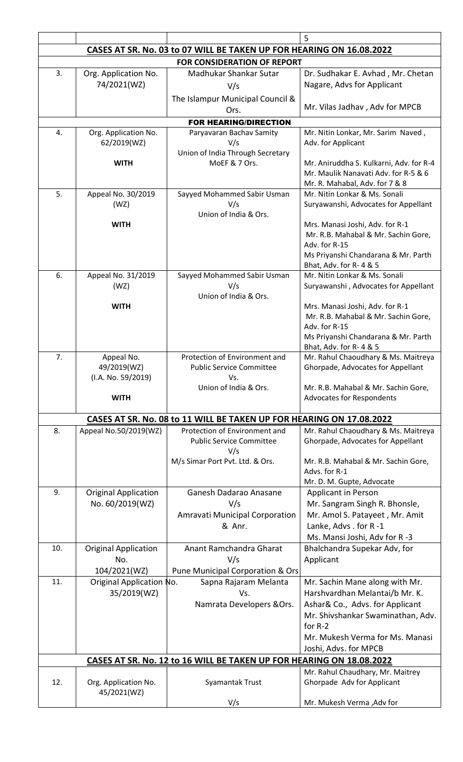| | | | |
|---|---|---|---|
| **CASES AT SR. No. 03 to 07 WILL BE TAKEN UP FOR HEARING ON 16.08.2022** | | | |
| **FOR CONSIDERATION OF REPORT** | | | |
| 3. | Org. Application No. 74/2021(WZ) | Madhukar Shankar Sutar<br>V/s<br>The Islampur Municipal Council & Ors. | Dr. Sudhakar E. Avhad , Mr. Chetan Nagare, Advs for Applicant<br><br>Mr. Vilas Jadhav , Adv for MPCB |
| **FOR HEARING/DIRECTION** | | | |
| 4. | Org. Application No. 62/2019(WZ)<br><br>**WITH** | Paryavaran Bachav Samity<br>V/s<br>Union of India Through Secretary MoEF & 7 Ors. | Mr. Nitin Lonkar, Mr. Sarim Naved , Adv. for Applicant<br><br>Mr. Aniruddha S. Kulkarni, Adv. for R-4<br>Mr. Maulik Nanavati Adv. for R-5 & 6<br>Mr. R. Mahabal, Adv. for 7 & 8 |
| 5. | Appeal No. 30/2019 (WZ)<br><br>**WITH** | Sayyed Mohammed Sabir Usman<br>V/s<br>Union of India & Ors. | Mr. Nitin Lonkar & Ms. Sonali Suryawanshi, Advocates for Appellant<br><br>Mrs. Manasi Joshi, Adv. for R-1<br>Mr. R.B. Mahabal & Mr. Sachin Gore, Adv. for R-15<br>Ms Priyanshi Chandarana & Mr. Parth Bhat, Adv. for R- 4 & 5 |
| 6. | Appeal No. 31/2019 (WZ)<br><br>**WITH** | Sayyed Mohammed Sabir Usman<br>V/s<br>Union of India & Ors. | Mr. Nitin Lonkar & Ms. Sonali Suryawanshi , Advocates for Appellant<br><br>Mrs. Manasi Joshi, Adv. for R-1<br>Mr. R.B. Mahabal & Mr. Sachin Gore, Adv. for R-15<br>Ms Priyanshi Chandarana & Mr. Parth Bhat, Adv. for R- 4 & 5 |
| 7. | Appeal No. 49/2019(WZ)<br>(I.A. No. 59/2019)<br><br>**WITH** | Protection of Environment and Public Service Committee<br>Vs.<br>Union of India & Ors. | Mr. Rahul Chaoudhary & Ms. Maitreya Ghorpade, Advocates for Appellant<br><br>Mr. R.B. Mahabal & Mr. Sachin Gore, Advocates for Respondents |
| **CASES AT SR. No. 08 to 11 WILL BE TAKEN UP FOR HEARING ON 17.08.2022** | | | |
| 8. | Appeal No.50/2019(WZ) | Protection of Environment and Public Service Committee<br>V/s<br>M/s Simar Port Pvt. Ltd. & Ors. | Mr. Rahul Chaoudhary & Ms. Maitreya Ghorpade, Advocates for Appellant<br><br>Mr. R.B. Mahabal & Mr. Sachin Gore, Advs. for R-1<br>Mr. D. M. Gupte, Advocate |
| 9. | Original Application No. 60/2019(WZ) | Ganesh Dadarao Anasane<br>V/s<br>Amravati Municipal Corporation & Anr. | Applicant in Person<br>Mr. Sangram Singh R. Bhonsle, Mr. Amol S. Patayeet , Mr. Amit Lanke, Advs . for R -1<br>Ms. Mansi Joshi, Adv for R -3 |
| 10. | Original Application No. 104/2021(WZ) | Anant Ramchandra Gharat<br>V/s<br>Pune Municipal Corporation & Ors | Bhalchandra Supekar Adv, for Applicant |
| 11. | Original Application No. 35/2019(WZ) | Sapna Rajaram Melanta<br>Vs.<br>Namrata Developers &Ors. | Mr. Sachin Mane along with Mr. Harshvardhan Melantai/b Mr. K. Ashar& Co., Advs. for Applicant<br>Mr. Shivshankar Swaminathan, Adv. for R-2<br>Mr. Mukesh Verma for Ms. Manasi Joshi, Advs. for MPCB |
| **CASES AT SR. No. 12 to 16 WILL BE TAKEN UP FOR HEARING ON 18.08.2022** | | | |
| 12. | Org. Application No. 45/2021(WZ) | Syamantak Trust<br><br>V/s | Mr. Rahul Chaudhary, Mr. Maitrey Ghorpade Adv for Applicant<br><br>Mr. Mukesh Verma ,Adv for |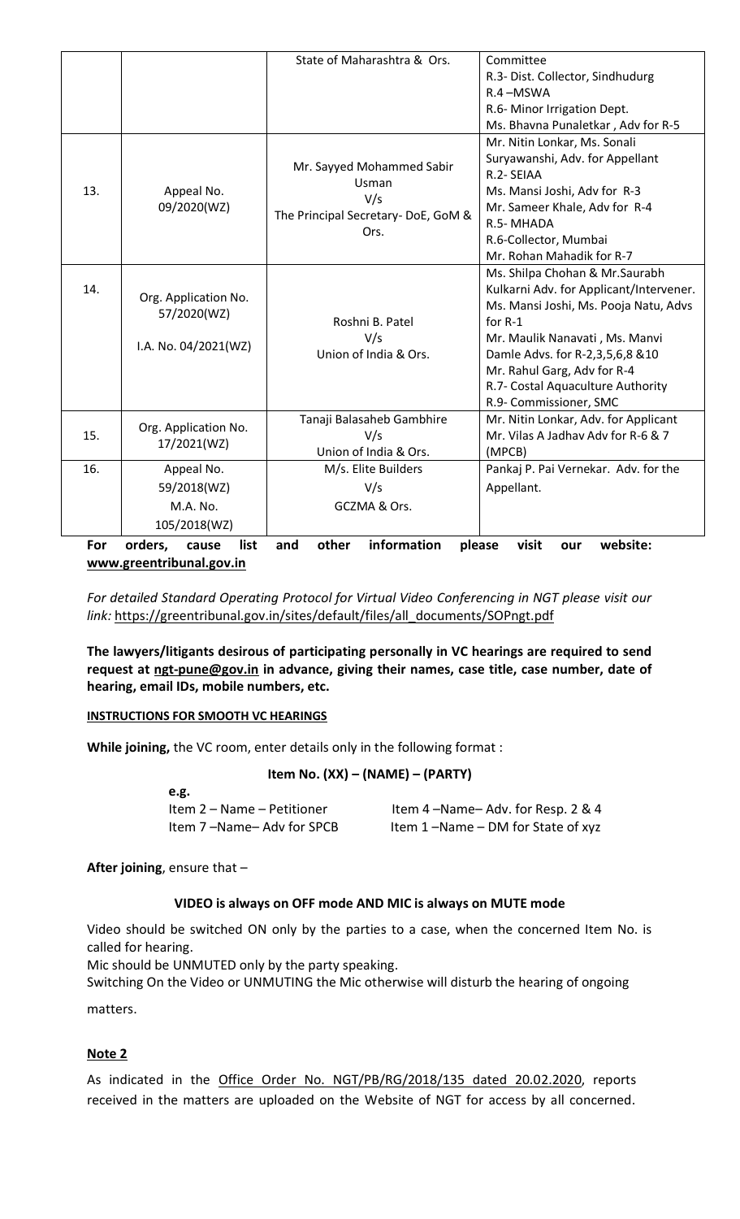|  |  | State of Maharashtra & Ors. | Committee<br>R.3- Dist. Collector, Sindhudurg<br>R.4 –MSWA<br>R.6- Minor Irrigation Dept.<br>Ms. Bhavna Punaletkar , Adv for R-5 |
|---|---|---|---|
| 13. | Appeal No. 09/2020(WZ) | Mr. Sayyed Mohammed Sabir Usman<br>V/s<br>The Principal Secretary- DoE, GoM & Ors. | Mr. Nitin Lonkar, Ms. Sonali Suryawanshi, Adv. for Appellant<br>R.2- SEIAA<br>Ms. Mansi Joshi, Adv for R-3<br>Mr. Sameer Khale, Adv for R-4<br>R.5- MHADA<br>R.6-Collector, Mumbai<br>Mr. Rohan Mahadik for R-7 |
| 14. | Org. Application No. 57/2020(WZ)<br><br>I.A. No. 04/2021(WZ) | Roshni B. Patel<br>V/s<br>Union of India & Ors. | Ms. Shilpa Chohan & Mr.Saurabh Kulkarni Adv. for Applicant/Intervener.<br>Ms. Mansi Joshi, Ms. Pooja Natu, Advs for R-1<br>Mr. Maulik Nanavati , Ms. Manvi Damle Advs. for R-2,3,5,6,8 &10<br>Mr. Rahul Garg, Adv for R-4<br>R.7- Costal Aquaculture Authority<br>R.9- Commissioner, SMC |
| 15. | Org. Application No. 17/2021(WZ) | Tanaji Balasaheb Gambhire<br>V/s<br>Union of India & Ors. | Mr. Nitin Lonkar, Adv. for Applicant<br>Mr. Vilas A Jadhav Adv for R-6 & 7 (MPCB) |
| 16. | Appeal No. 59/2018(WZ)<br>M.A. No. 105/2018(WZ) | M/s. Elite Builders<br>V/s<br>GCZMA & Ors. | Pankaj P. Pai Vernekar. Adv. for the Appellant. |

**For orders, cause list and other information please visit our website: www.greentribunal.gov.in**

*For detailed Standard Operating Protocol for Virtual Video Conferencing in NGT please visit our link:* https://greentribunal.gov.in/sites/default/files/all_documents/SOPngt.pdf

**The lawyers/litigants desirous of participating personally in VC hearings are required to send request at ngt-pune@gov.in in advance, giving their names, case title, case number, date of hearing, email IDs, mobile numbers, etc.**

**INSTRUCTIONS FOR SMOOTH VC HEARINGS**

**While joining,** the VC room, enter details only in the following format :

**Item No. (XX) – (NAME) – (PARTY)**

**e.g.**

Item 2 – Name – Petitioner        Item 4 –Name– Adv. for Resp. 2 & 4
Item 7 –Name– Adv for SPCB        Item 1 –Name – DM for State of xyz

**After joining**, ensure that –

**VIDEO is always on OFF mode AND MIC is always on MUTE mode**

Video should be switched ON only by the parties to a case, when the concerned Item No. is called for hearing.
Mic should be UNMUTED only by the party speaking.
Switching On the Video or UNMUTING the Mic otherwise will disturb the hearing of ongoing matters.

**Note 2**

As indicated in the Office Order No. NGT/PB/RG/2018/135 dated 20.02.2020, reports received in the matters are uploaded on the Website of NGT for access by all concerned.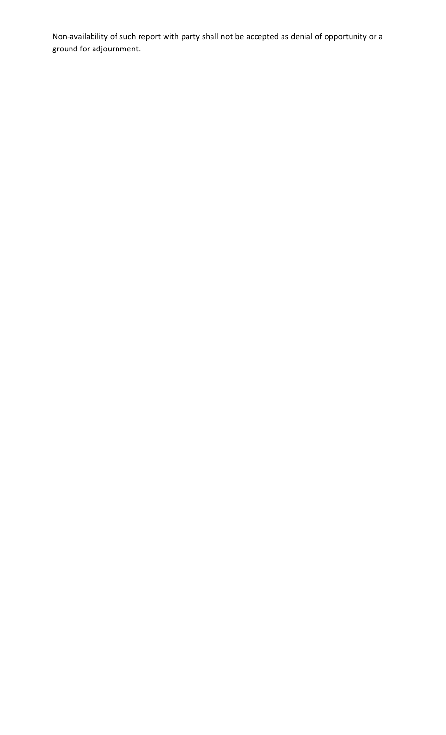Non-availability of such report with party shall not be accepted as denial of opportunity or a ground for adjournment.